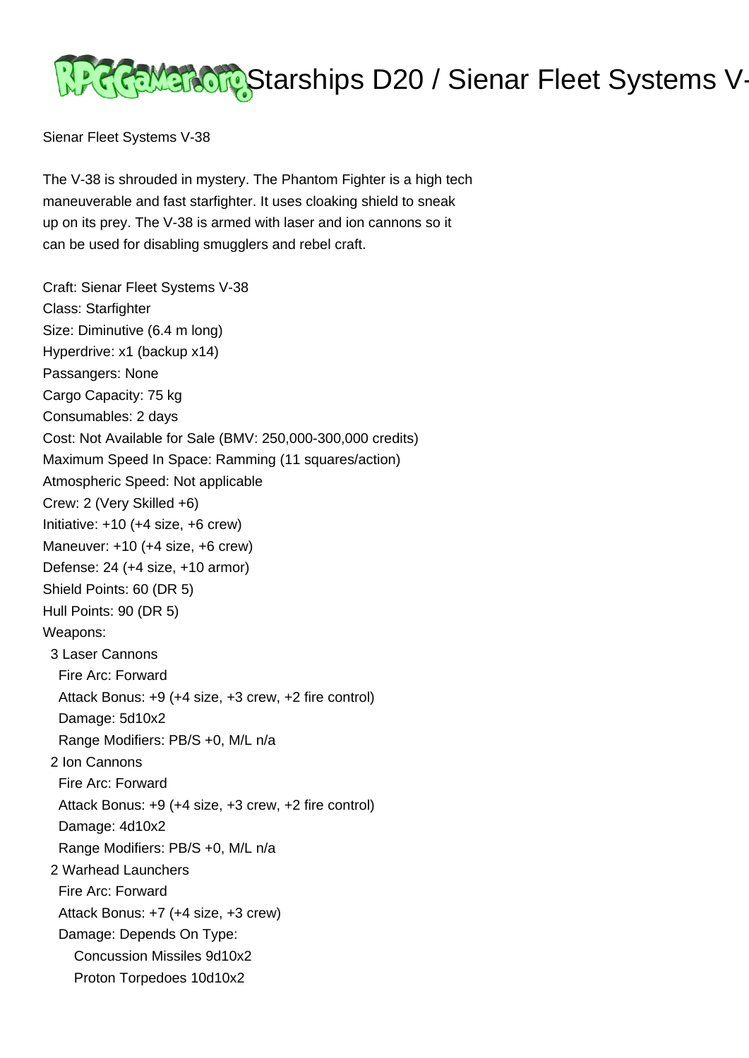Sienar Fleet Systems V-38

The V-38 is shrouded in mystery. The Phantom Fighter is a high tech maneuverable and fast starfighter. It uses cloaking shield to sneak up on its prey. The V-38 is armed with laser and ion cannons so it can be used for disabling smugglers and rebel craft.

Craft: Sienar Fleet Systems V-38
Class: Starfighter
Size: Diminutive (6.4 m long)
Hyperdrive: x1 (backup x14)
Passangers: None
Cargo Capacity: 75 kg
Consumables: 2 days
Cost: Not Available for Sale (BMV: 250,000-300,000 credits)
Maximum Speed In Space: Ramming (11 squares/action)
Atmospheric Speed: Not applicable
Crew: 2 (Very Skilled +6)
Initiative: +10 (+4 size, +6 crew)
Maneuver: +10 (+4 size, +6 crew)
Defense: 24 (+4 size, +10 armor)
Shield Points: 60 (DR 5)
Hull Points: 90 (DR 5)
Weapons:
- 3 Laser Cannons
  - Fire Arc: Forward
  - Attack Bonus: +9 (+4 size, +3 crew, +2 fire control)
  - Damage: 5d10x2
  - Range Modifiers: PB/S +0, M/L n/a
- 2 Ion Cannons
  - Fire Arc: Forward
  - Attack Bonus: +9 (+4 size, +3 crew, +2 fire control)
  - Damage: 4d10x2
  - Range Modifiers: PB/S +0, M/L n/a
- 2 Warhead Launchers
  - Fire Arc: Forward
  - Attack Bonus: +7 (+4 size, +3 crew)
  - Damage: Depends On Type:
    - Concussion Missiles 9d10x2
    - Proton Torpedoes 10d10x2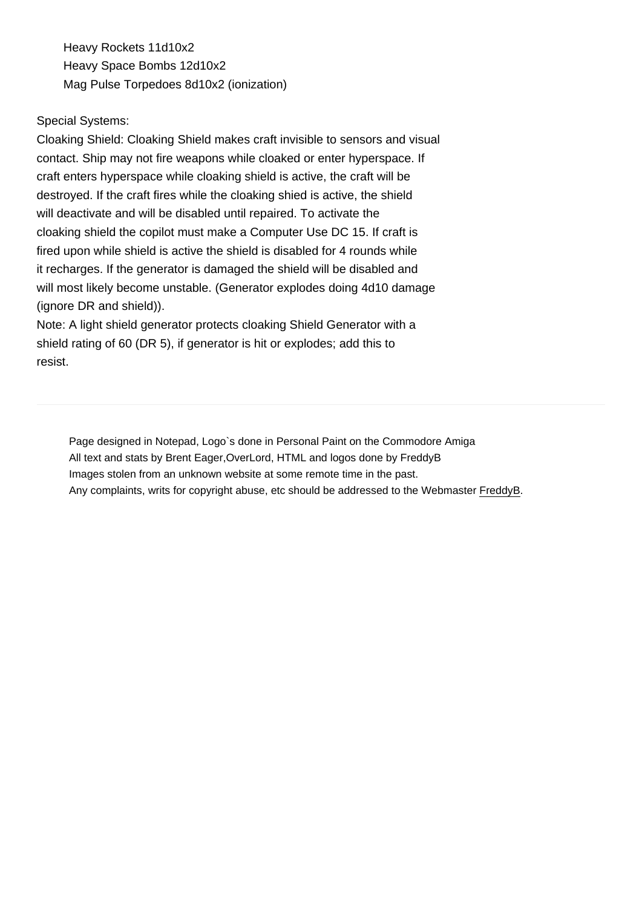Heavy Rockets 11d10x2
Heavy Space Bombs 12d10x2
Mag Pulse Torpedoes 8d10x2 (ionization)

Special Systems:
Cloaking Shield: Cloaking Shield makes craft invisible to sensors and visual contact. Ship may not fire weapons while cloaked or enter hyperspace. If craft enters hyperspace while cloaking shield is active, the craft will be destroyed. If the craft fires while the cloaking shied is active, the shield will deactivate and will be disabled until repaired. To activate the cloaking shield the copilot must make a Computer Use DC 15. If craft is fired upon while shield is active the shield is disabled for 4 rounds while it recharges. If the generator is damaged the shield will be disabled and will most likely become unstable. (Generator explodes doing 4d10 damage (ignore DR and shield)).
Note: A light shield generator protects cloaking Shield Generator with a shield rating of 60 (DR 5), if generator is hit or explodes; add this to resist.

---

Page designed in Notepad, Logo`s done in Personal Paint on the Commodore Amiga
All text and stats by Brent Eager,OverLord, HTML and logos done by FreddyB
Images stolen from an unknown website at some remote time in the past.
Any complaints, writs for copyright abuse, etc should be addressed to the Webmaster FreddyB.